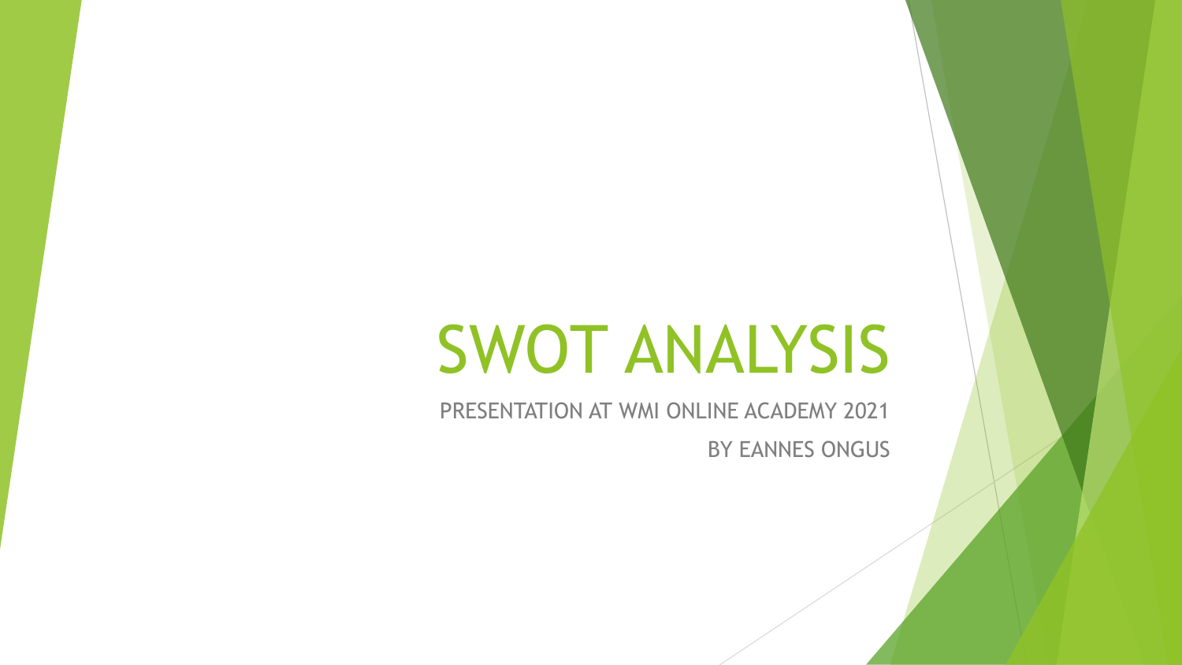# SWOT ANALYSIS

PRESENTATION AT WMI ONLINE ACADEMY 2021

BY EANNES ONGUS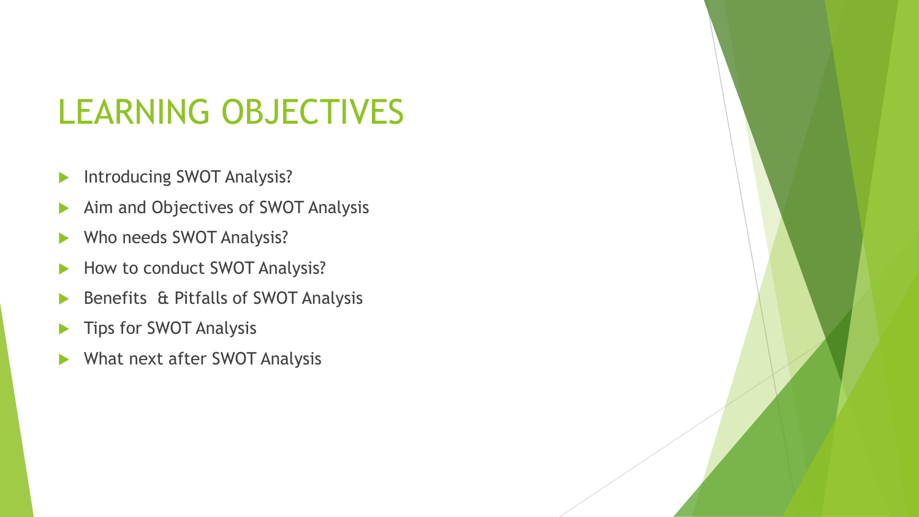# LEARNING OBJECTIVES

- Introducing SWOT Analysis?
- Aim and Objectives of SWOT Analysis
- Who needs SWOT Analysis?
- How to conduct SWOT Analysis?
- Benefits & Pitfalls of SWOT Analysis
- Tips for SWOT Analysis
- What next after SWOT Analysis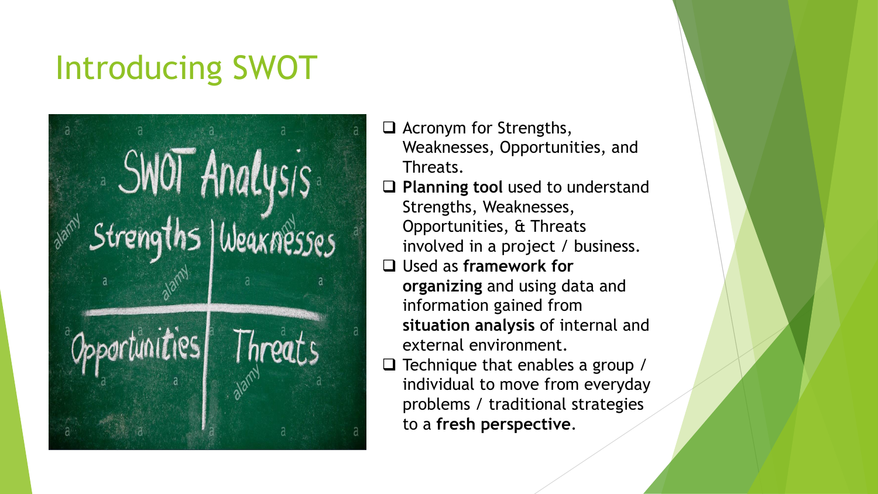# Introducing SWOT

- Acronym for Strengths, Weaknesses, Opportunities, and Threats.
- **Planning tool** used to understand Strengths, Weaknesses, Opportunities, & Threats involved in a project / business.
- Used as **framework for organizing** and using data and information gained from **situation analysis** of internal and external environment.
- Technique that enables a group / individual to move from everyday problems / traditional strategies to a **fresh perspective**.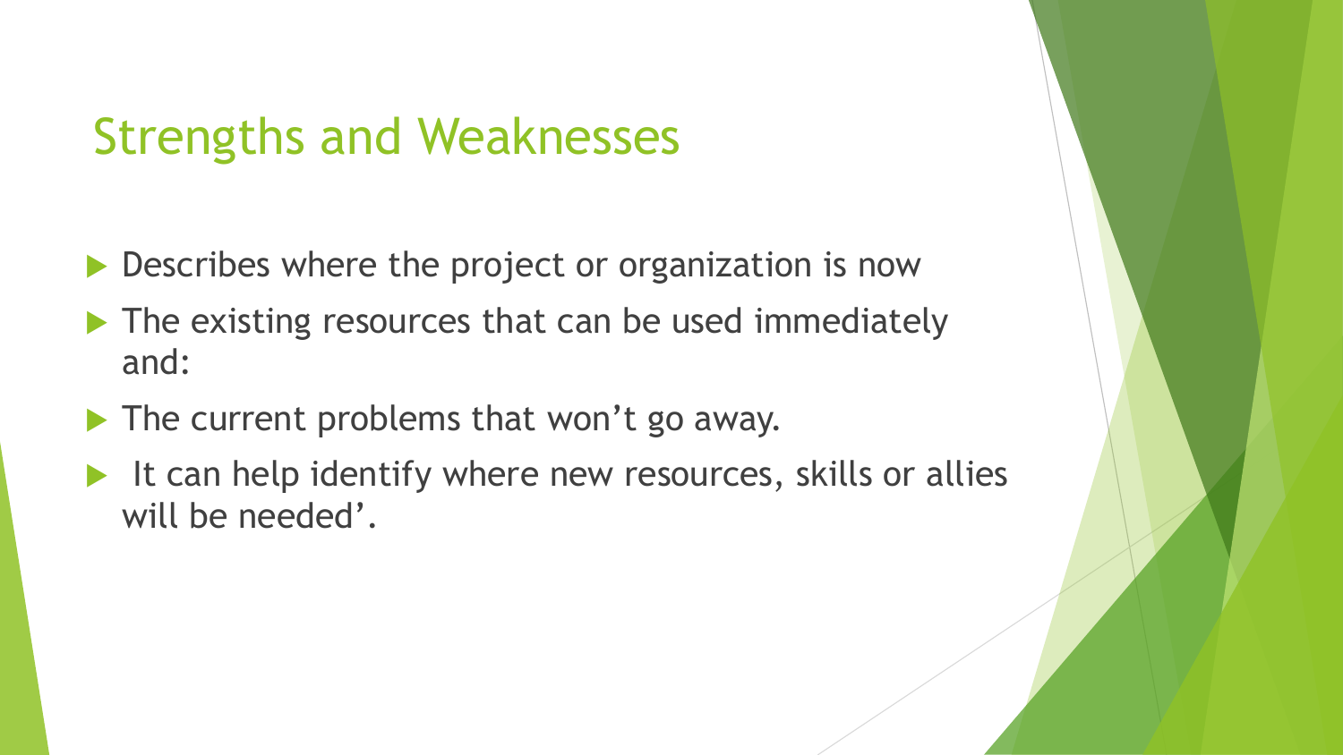## Strengths and Weaknesses

- Describes where the project or organization is now
- The existing resources that can be used immediately and:
- The current problems that won't go away.
- It can help identify where new resources, skills or allies will be needed'.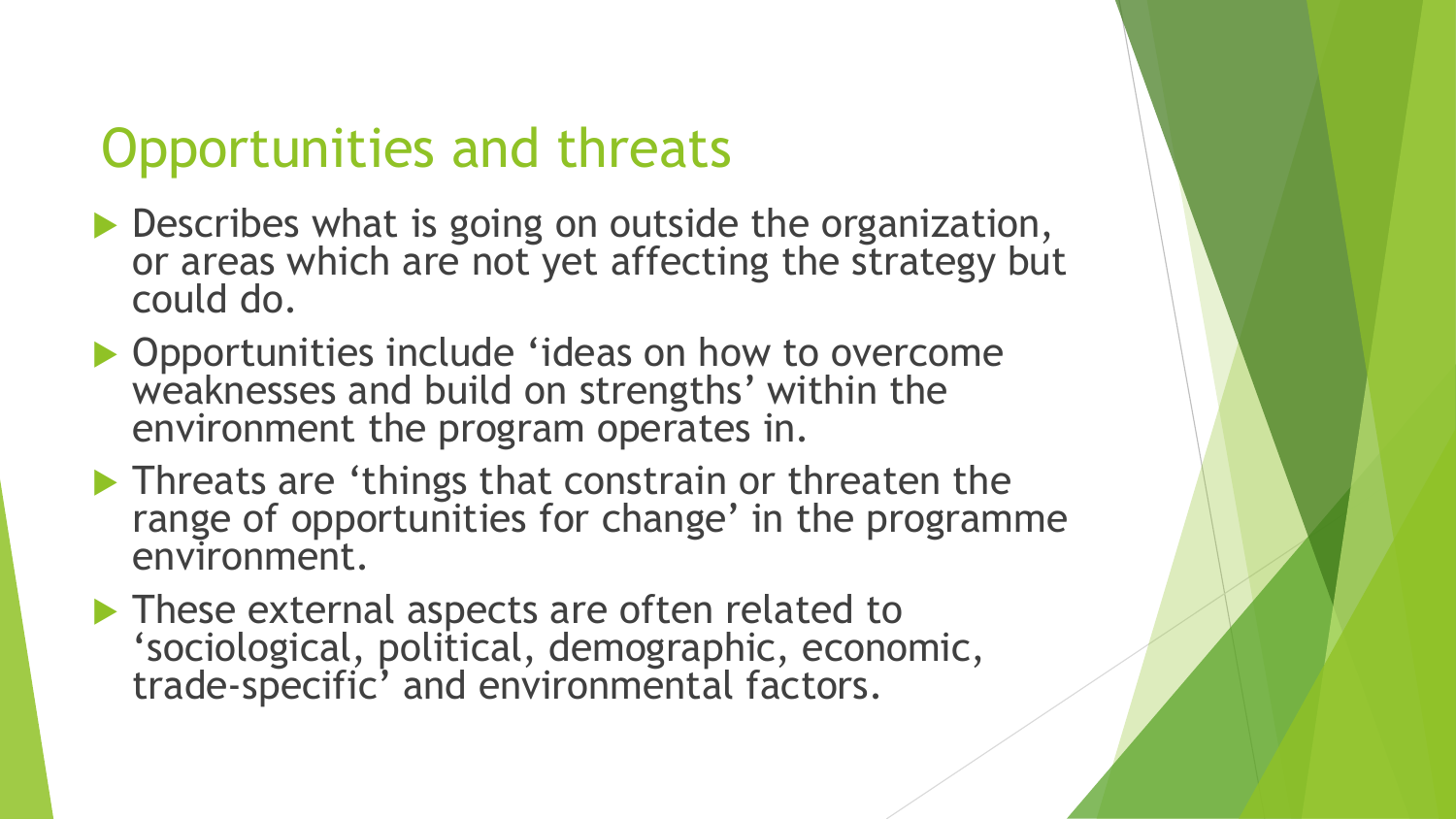# Opportunities and threats

- Describes what is going on outside the organization, or areas which are not yet affecting the strategy but could do.
- Opportunities include 'ideas on how to overcome weaknesses and build on strengths' within the environment the program operates in.
- Threats are 'things that constrain or threaten the range of opportunities for change' in the programme environment.
- These external aspects are often related to 'sociological, political, demographic, economic, trade-specific' and environmental factors.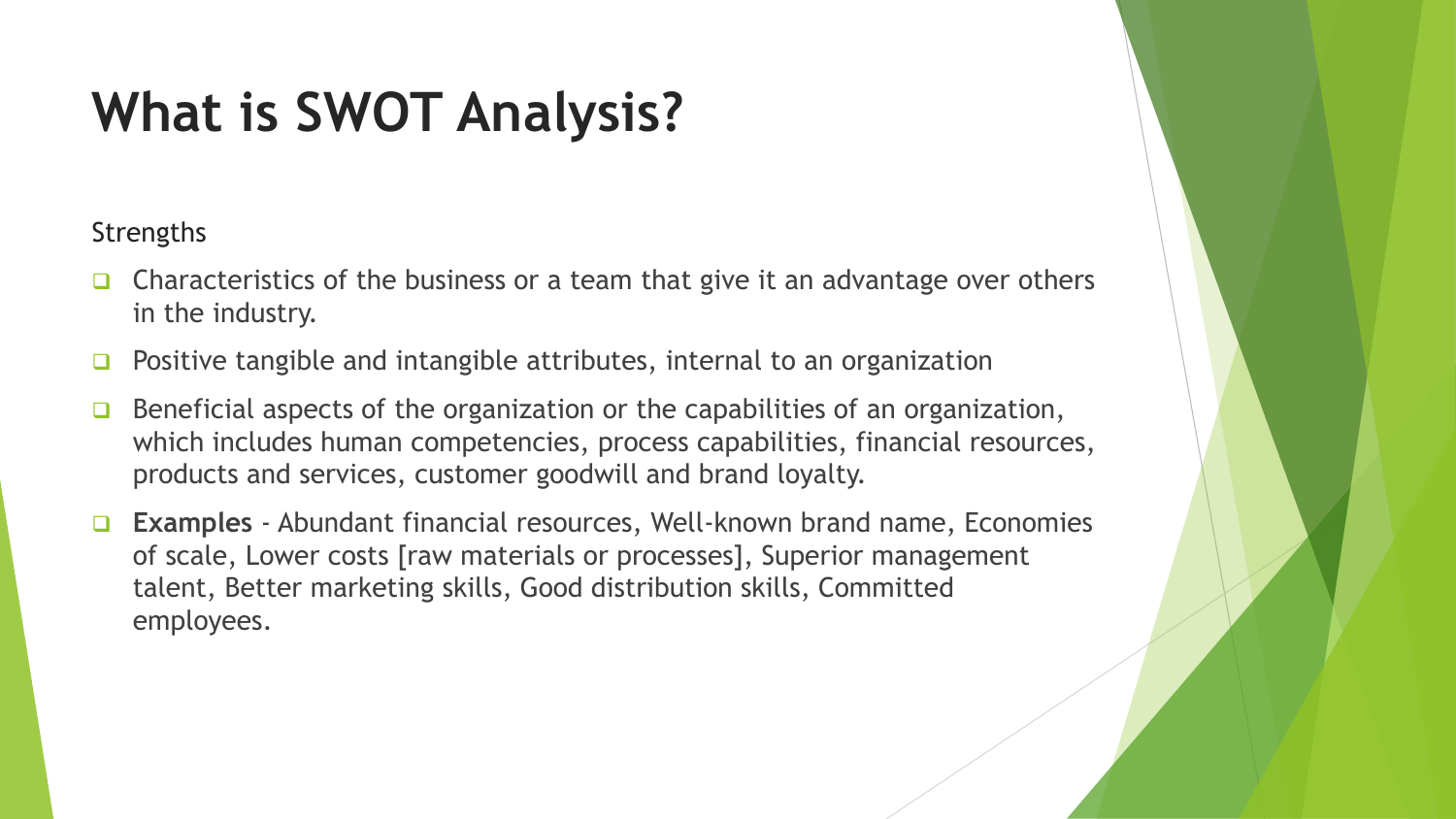# What is SWOT Analysis?

Strengths

- Characteristics of the business or a team that give it an advantage over others in the industry.
- Positive tangible and intangible attributes, internal to an organization
- Beneficial aspects of the organization or the capabilities of an organization, which includes human competencies, process capabilities, financial resources, products and services, customer goodwill and brand loyalty.
- **Examples** - Abundant financial resources, Well-known brand name, Economies of scale, Lower costs [raw materials or processes], Superior management talent, Better marketing skills, Good distribution skills, Committed employees.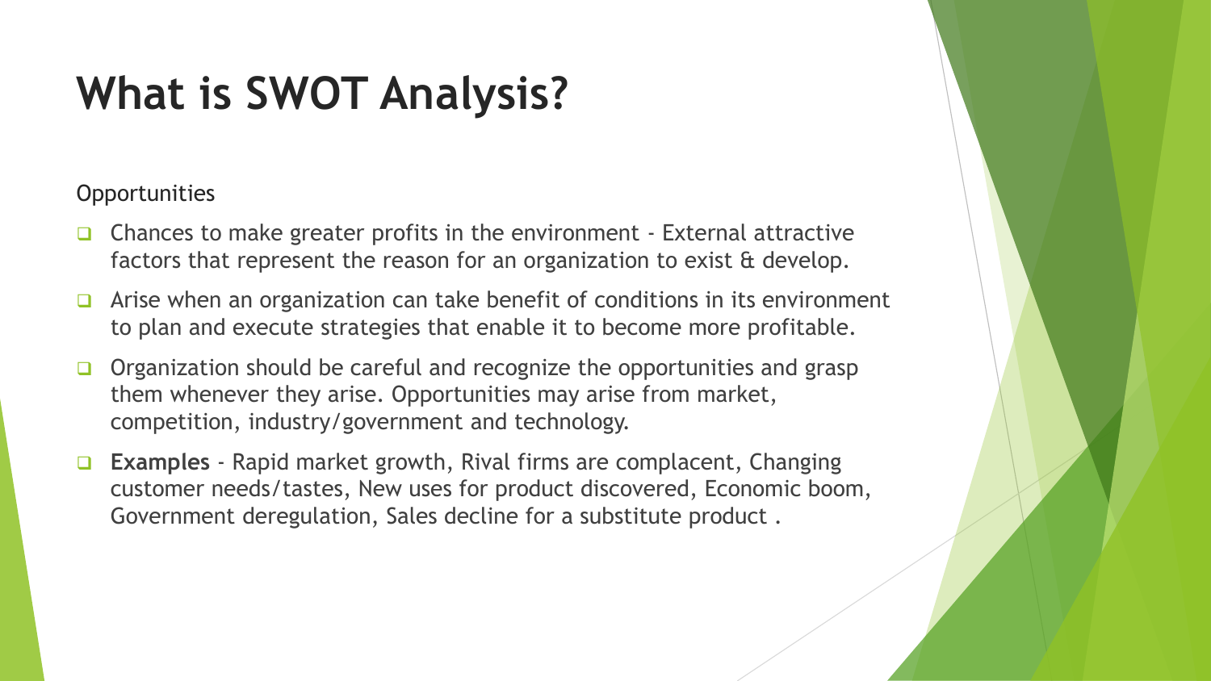# What is SWOT Analysis?

Opportunities

- Chances to make greater profits in the environment - External attractive factors that represent the reason for an organization to exist & develop.
- Arise when an organization can take benefit of conditions in its environment to plan and execute strategies that enable it to become more profitable.
- Organization should be careful and recognize the opportunities and grasp them whenever they arise. Opportunities may arise from market, competition, industry/government and technology.
- **Examples** - Rapid market growth, Rival firms are complacent, Changing customer needs/tastes, New uses for product discovered, Economic boom, Government deregulation, Sales decline for a substitute product .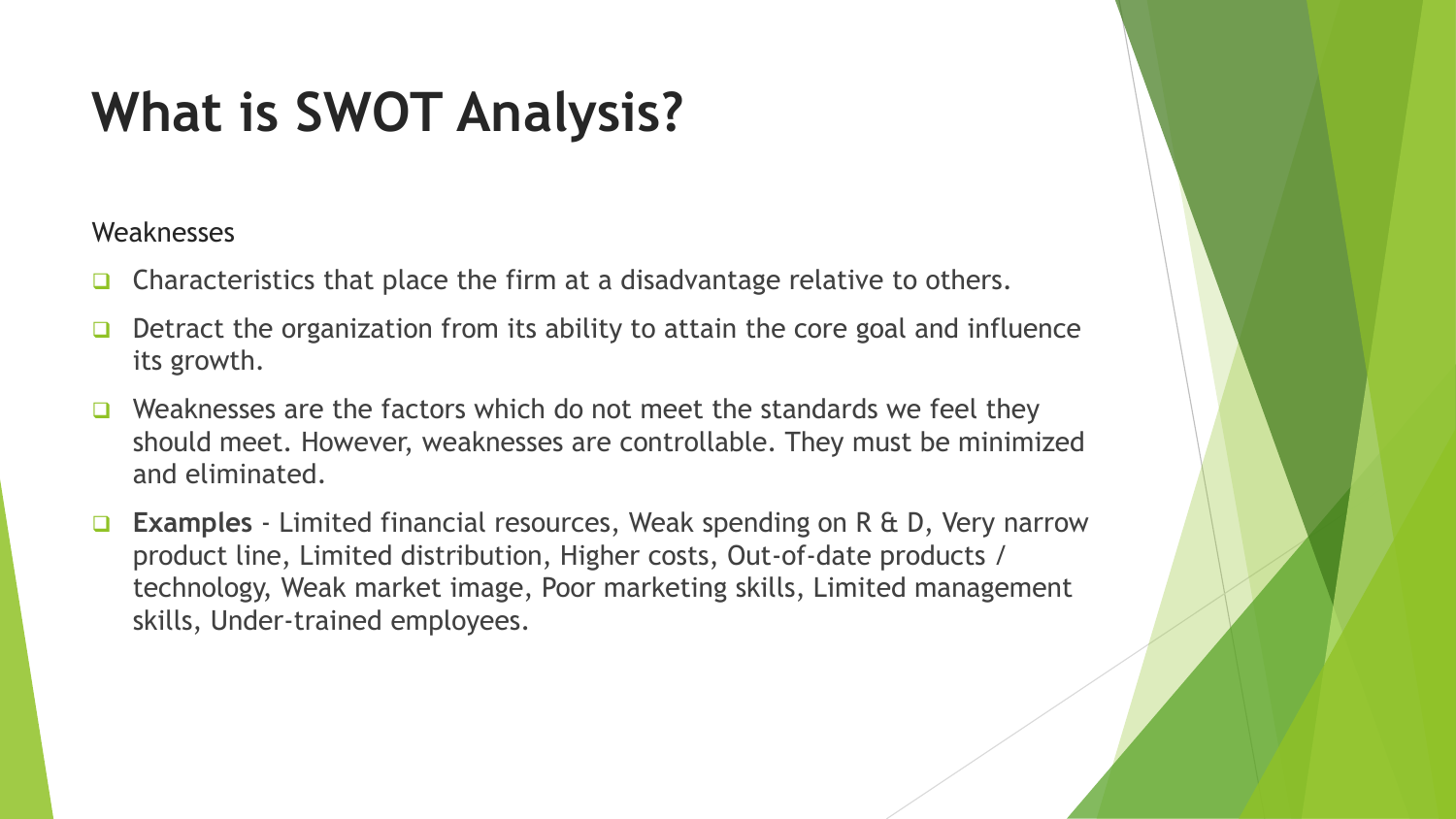# What is SWOT Analysis?

Weaknesses

- Characteristics that place the firm at a disadvantage relative to others.
- Detract the organization from its ability to attain the core goal and influence its growth.
- Weaknesses are the factors which do not meet the standards we feel they should meet. However, weaknesses are controllable. They must be minimized and eliminated.
- **Examples** - Limited financial resources, Weak spending on R & D, Very narrow product line, Limited distribution, Higher costs, Out-of-date products / technology, Weak market image, Poor marketing skills, Limited management skills, Under-trained employees.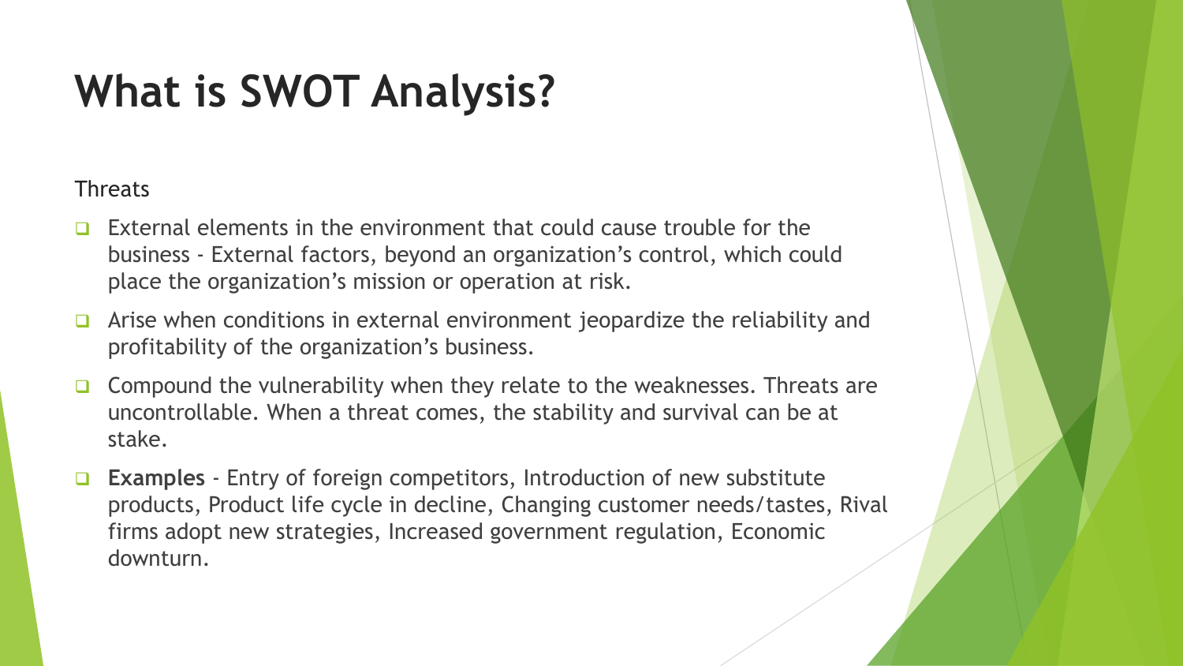# What is SWOT Analysis?

Threats

- External elements in the environment that could cause trouble for the business - External factors, beyond an organization's control, which could place the organization's mission or operation at risk.
- Arise when conditions in external environment jeopardize the reliability and profitability of the organization's business.
- Compound the vulnerability when they relate to the weaknesses. Threats are uncontrollable. When a threat comes, the stability and survival can be at stake.
- **Examples** - Entry of foreign competitors, Introduction of new substitute products, Product life cycle in decline, Changing customer needs/tastes, Rival firms adopt new strategies, Increased government regulation, Economic downturn.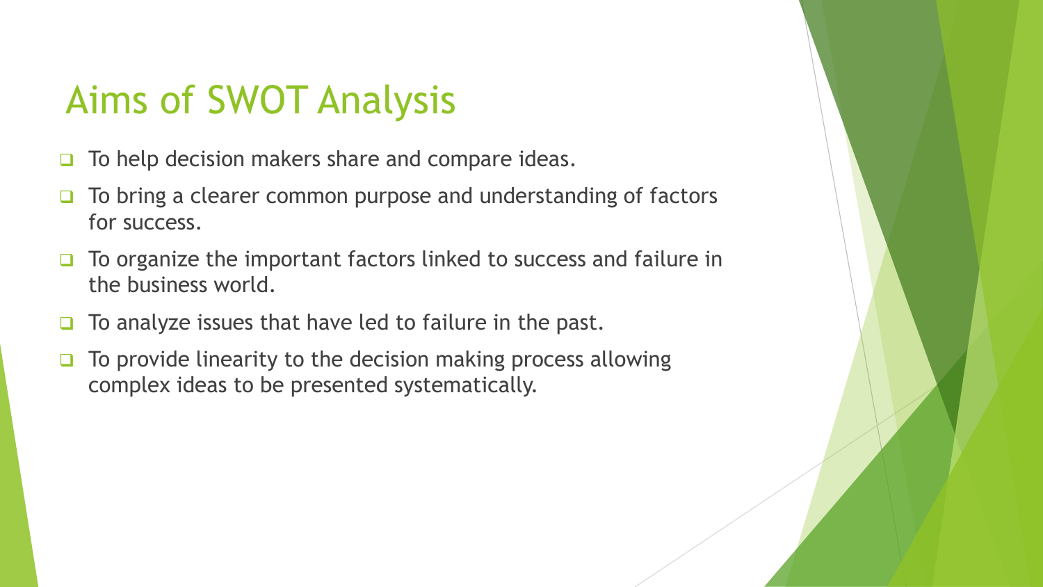# Aims of SWOT Analysis

- To help decision makers share and compare ideas.
- To bring a clearer common purpose and understanding of factors for success.
- To organize the important factors linked to success and failure in the business world.
- To analyze issues that have led to failure in the past.
- To provide linearity to the decision making process allowing complex ideas to be presented systematically.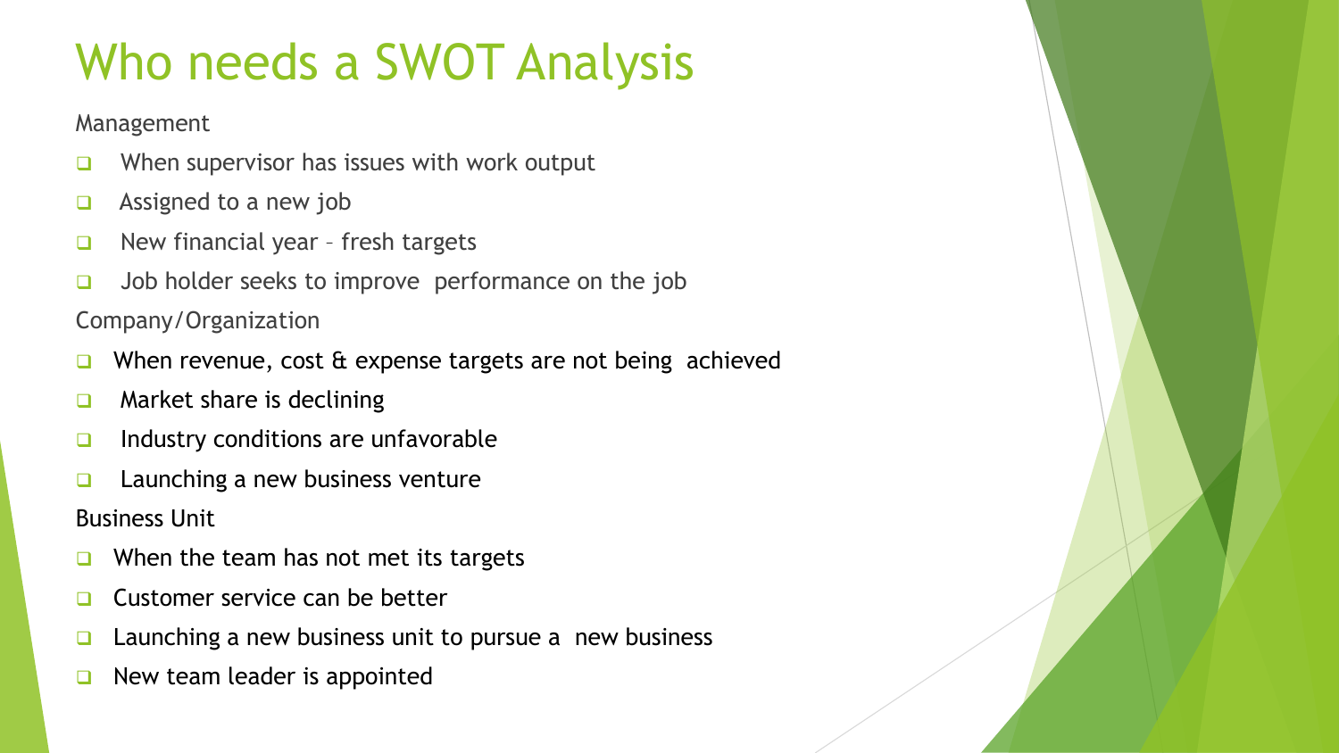# Who needs a SWOT Analysis

Management

- When supervisor has issues with work output
- Assigned to a new job
- New financial year – fresh targets
- Job holder seeks to improve performance on the job

Company/Organization

- When revenue, cost & expense targets are not being achieved
- Market share is declining
- Industry conditions are unfavorable
- Launching a new business venture

Business Unit

- When the team has not met its targets
- Customer service can be better
- Launching a new business unit to pursue a new business
- New team leader is appointed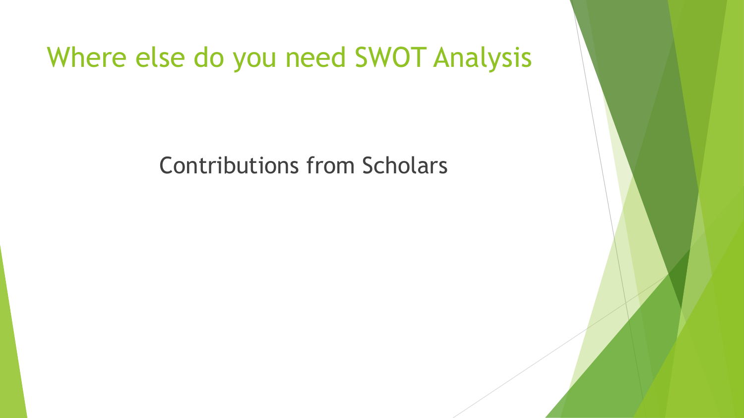# Where else do you need SWOT Analysis

Contributions from Scholars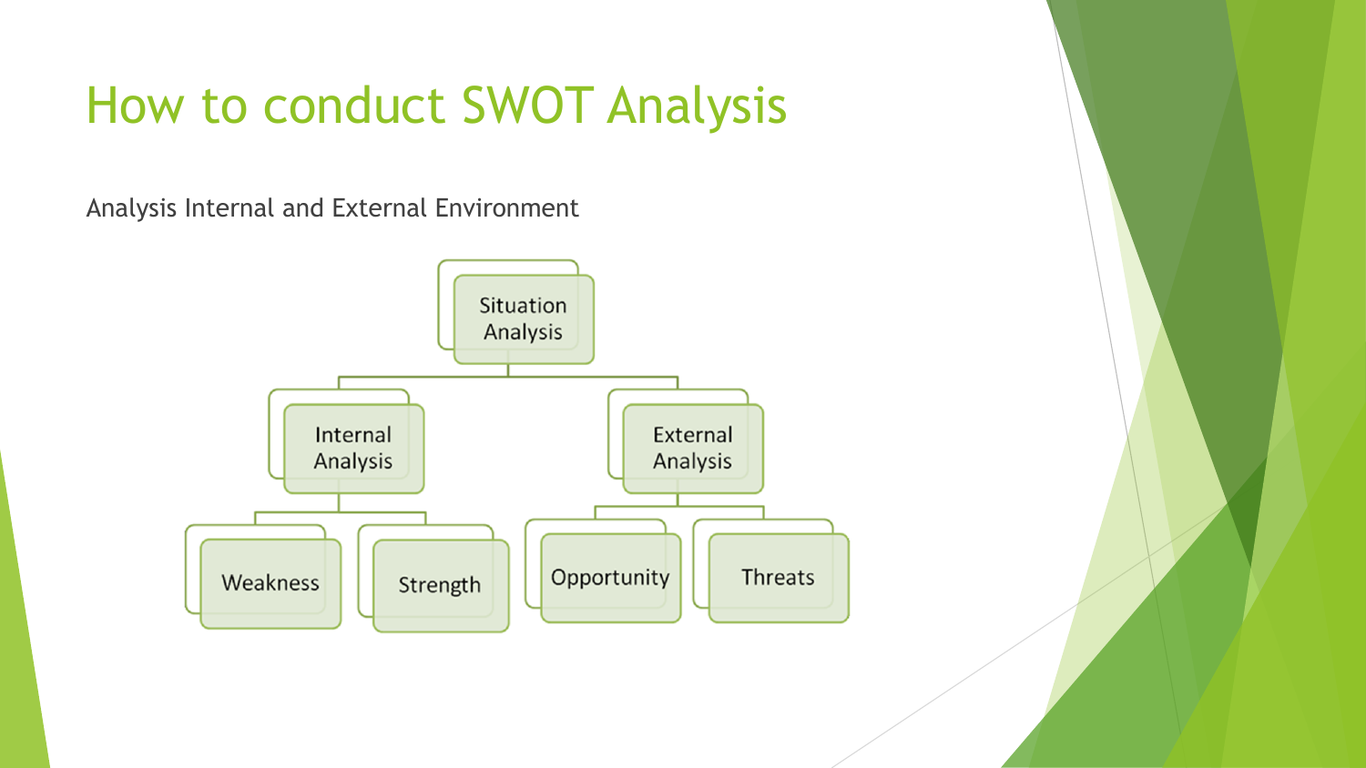# How to conduct SWOT Analysis

Analysis Internal and External Environment

- Situation Analysis
  - Internal Analysis
    - Weakness
    - Strength
  - External Analysis
    - Opportunity
    - Threats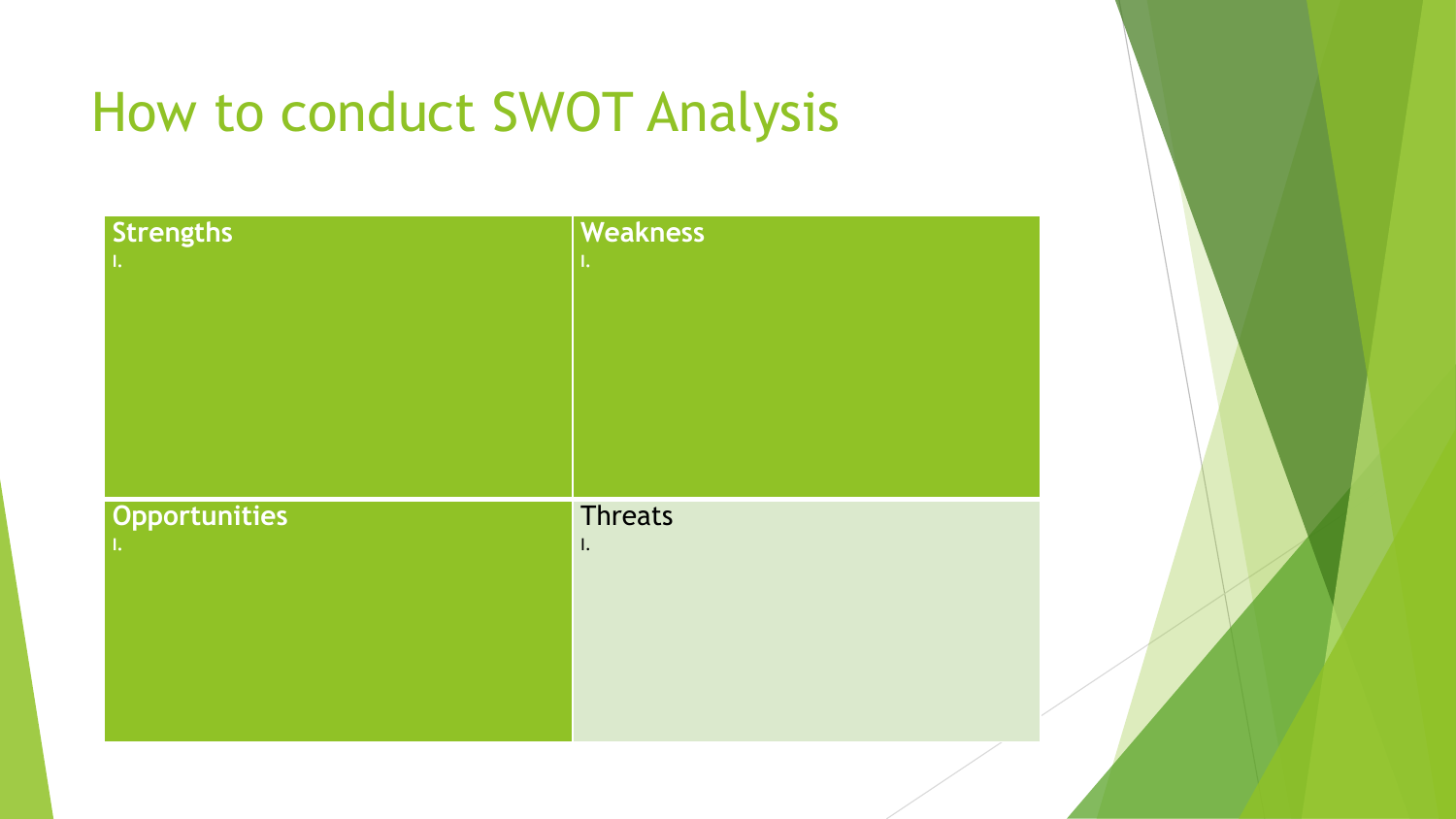# How to conduct SWOT Analysis

| **Strengths**<br>I. | **Weakness**<br>I. |
| --- | --- |
| **Opportunities**<br>I. | Threats<br>I. |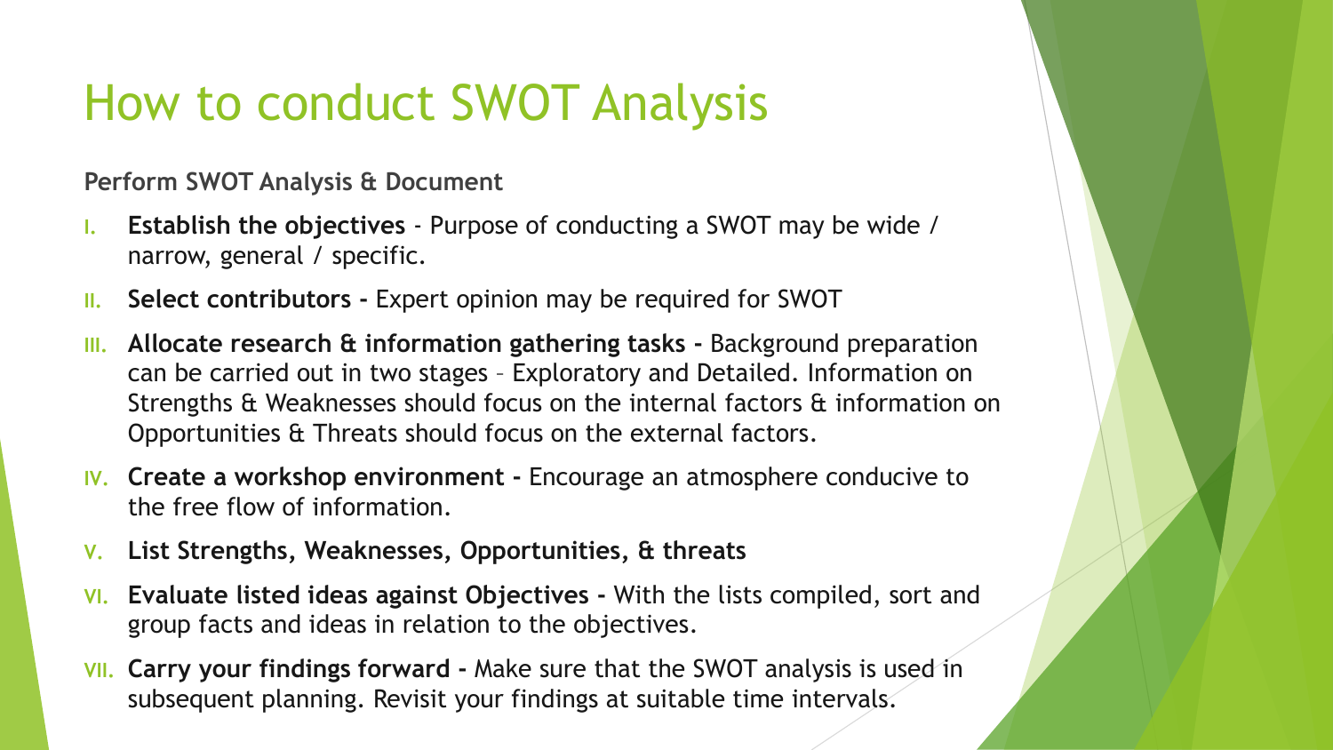# How to conduct SWOT Analysis

**Perform SWOT Analysis & Document**

I. **Establish the objectives** - Purpose of conducting a SWOT may be wide / narrow, general / specific.
II. **Select contributors -** Expert opinion may be required for SWOT
III. **Allocate research & information gathering tasks -** Background preparation can be carried out in two stages – Exploratory and Detailed. Information on Strengths & Weaknesses should focus on the internal factors & information on Opportunities & Threats should focus on the external factors.
IV. **Create a workshop environment -** Encourage an atmosphere conducive to the free flow of information.
V. **List Strengths, Weaknesses, Opportunities, & threats**
VI. **Evaluate listed ideas against Objectives -** With the lists compiled, sort and group facts and ideas in relation to the objectives.
VII. **Carry your findings forward -** Make sure that the SWOT analysis is used in subsequent planning. Revisit your findings at suitable time intervals.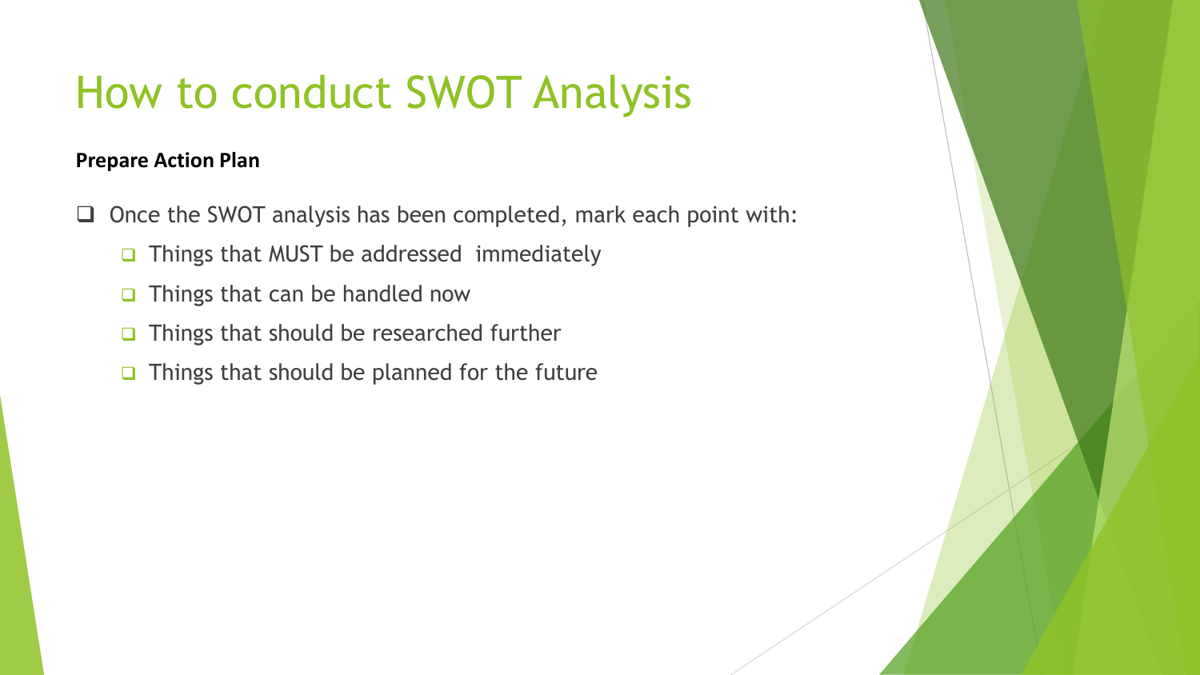# How to conduct SWOT Analysis

**Prepare Action Plan**

- Once the SWOT analysis has been completed, mark each point with:
  - Things that MUST be addressed immediately
  - Things that can be handled now
  - Things that should be researched further
  - Things that should be planned for the future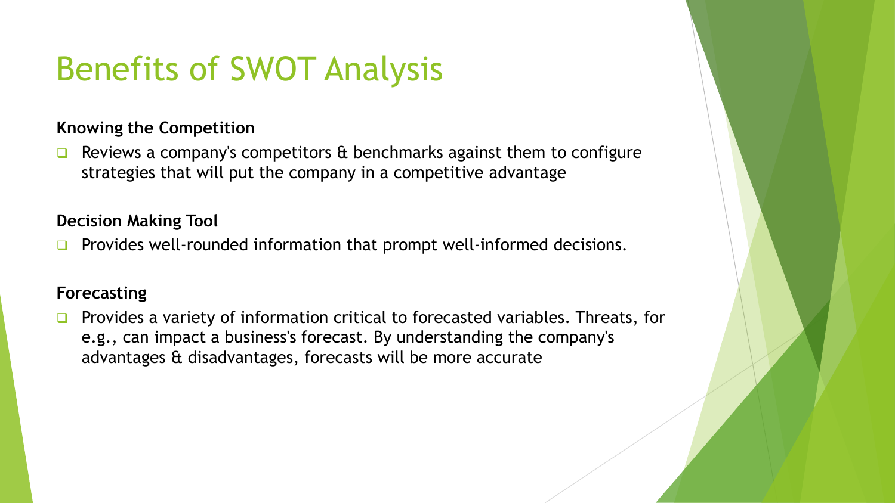# Benefits of SWOT Analysis

**Knowing the Competition**

- Reviews a company's competitors & benchmarks against them to configure strategies that will put the company in a competitive advantage

**Decision Making Tool**

- Provides well-rounded information that prompt well-informed decisions.

**Forecasting**

- Provides a variety of information critical to forecasted variables. Threats, for e.g., can impact a business's forecast. By understanding the company's advantages & disadvantages, forecasts will be more accurate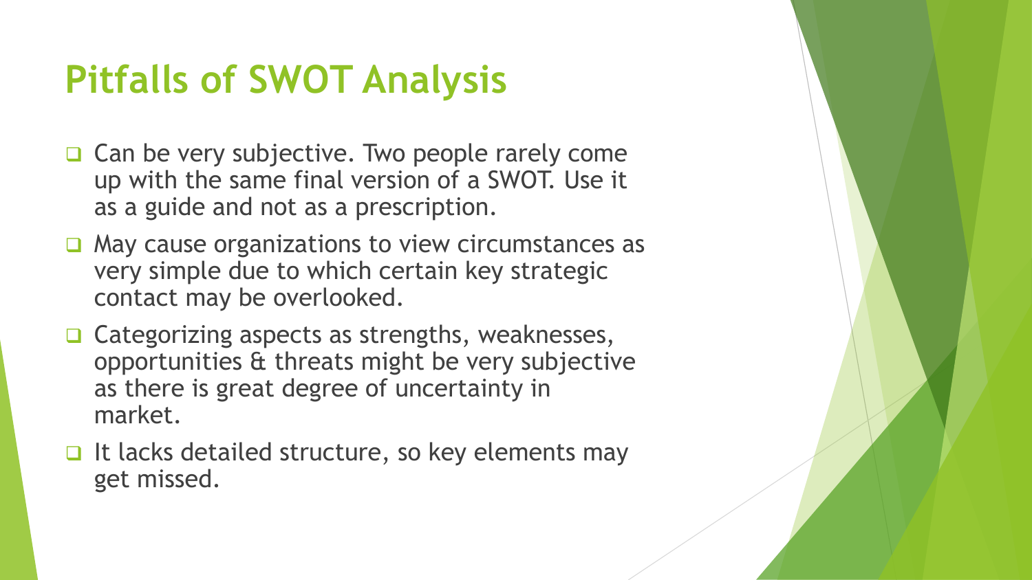# Pitfalls of SWOT Analysis

- Can be very subjective. Two people rarely come up with the same final version of a SWOT. Use it as a guide and not as a prescription.
- May cause organizations to view circumstances as very simple due to which certain key strategic contact may be overlooked.
- Categorizing aspects as strengths, weaknesses, opportunities & threats might be very subjective as there is great degree of uncertainty in market.
- It lacks detailed structure, so key elements may get missed.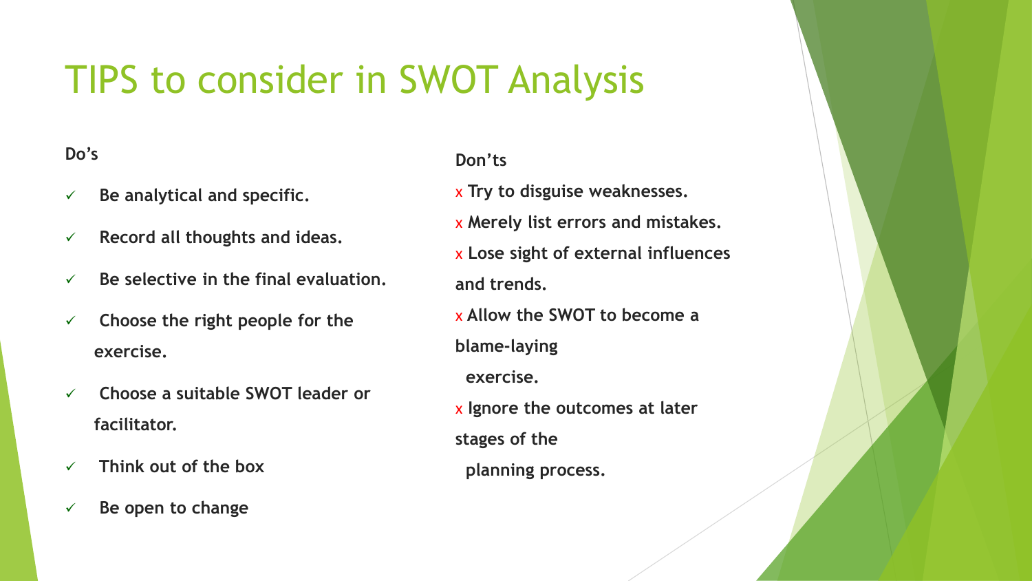# TIPS to consider in SWOT Analysis

**Do's**

- ✓ **Be analytical and specific.**
- ✓ **Record all thoughts and ideas.**
- ✓ **Be selective in the final evaluation.**
- ✓ **Choose the right people for the exercise.**
- ✓ **Choose a suitable SWOT leader or facilitator.**
- ✓ **Think out of the box**
- ✓ **Be open to change**

**Don'ts**

- x **Try to disguise weaknesses.**
- x **Merely list errors and mistakes.**
- x **Lose sight of external influences and trends.**
- x **Allow the SWOT to become a blame-laying exercise.**
- x **Ignore the outcomes at later stages of the planning process.**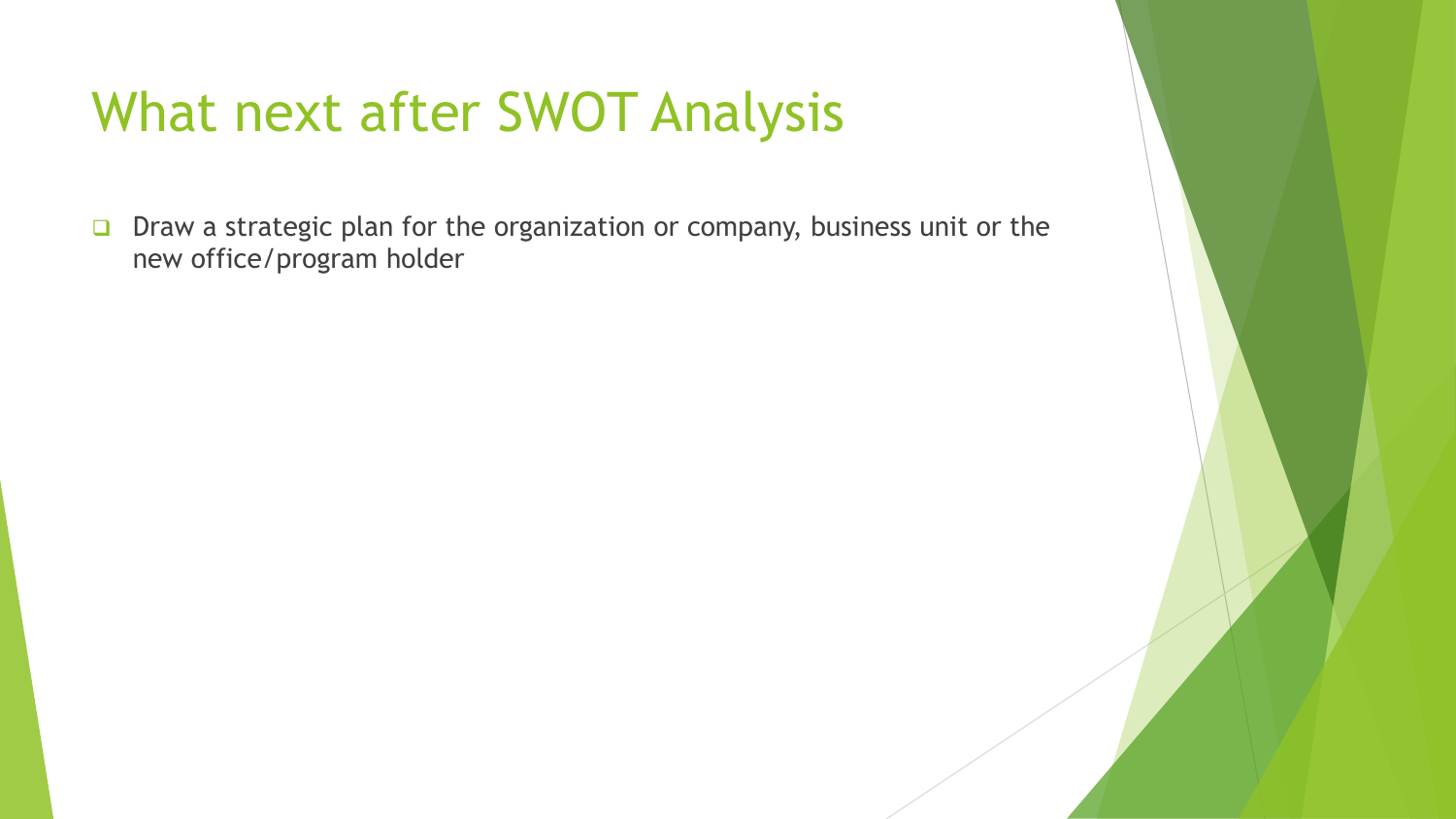# What next after SWOT Analysis

- Draw a strategic plan for the organization or company, business unit or the new office/program holder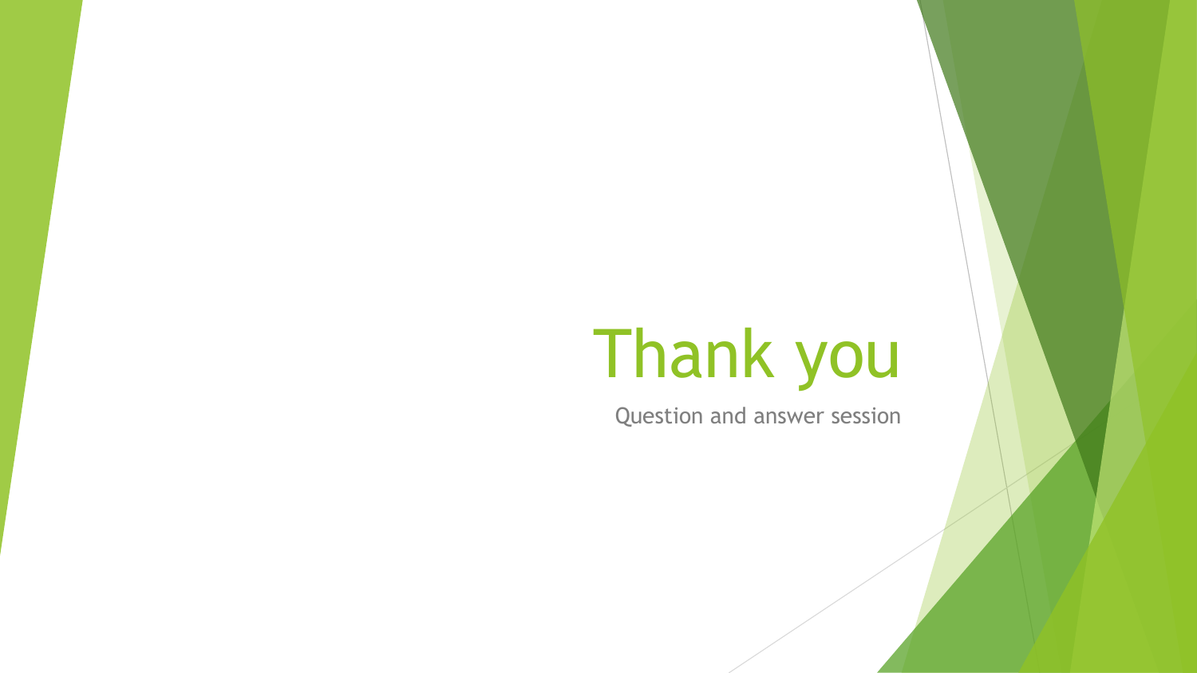# Thank you

Question and answer session